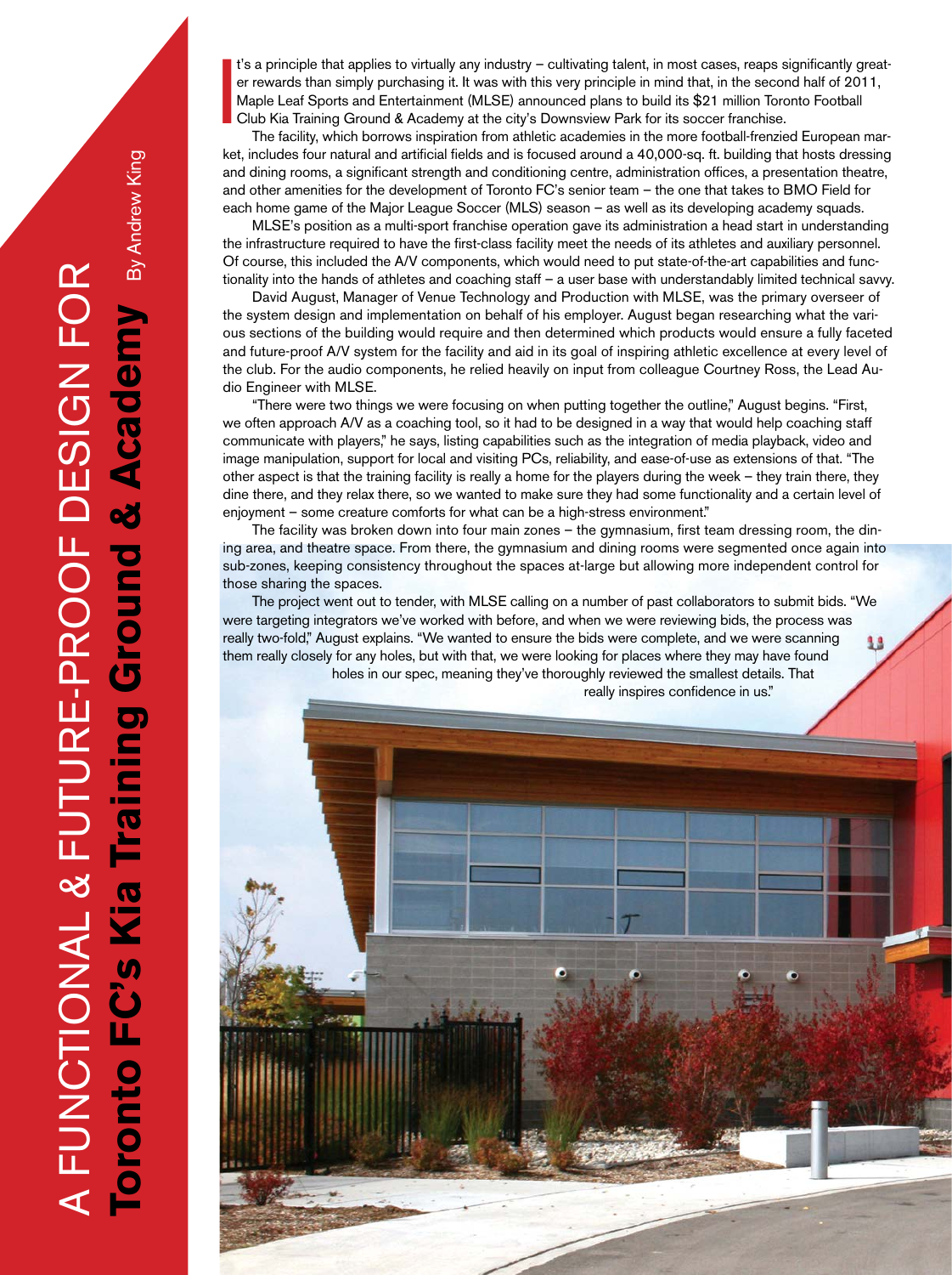# A FUNCTIONAL & FUTURE-PROOF DESIGN FOR **Toronto FC's Kia Training Ground & Academy**

By Andrew King

It's a principle that applies to virtually any industry – cultivating talent, in most cases, reaps significantly greater rewards than simply purchasing it. It was with this very principle in mind that, in the second half of 2011, Maple Leaf Sports and Entertainment (MLSE) announced plans to build its $21 million Toronto Football Club Kia Training Ground & Academy at the city's Downsview Park for its soccer franchise.

The facility, which borrows inspiration from athletic academies in the more football-frenzied European market, includes four natural and artificial fields and is focused around a 40,000-sq. ft. building that hosts dressing and dining rooms, a significant strength and conditioning centre, administration offices, a presentation theatre, and other amenities for the development of Toronto FC's senior team – the one that takes to BMO Field for each home game of the Major League Soccer (MLS) season – as well as its developing academy squads.

MLSE's position as a multi-sport franchise operation gave its administration a head start in understanding the infrastructure required to have the first-class facility meet the needs of its athletes and auxiliary personnel. Of course, this included the A/V components, which would need to put state-of-the-art capabilities and functionality into the hands of athletes and coaching staff – a user base with understandably limited technical savvy.

David August, Manager of Venue Technology and Production with MLSE, was the primary overseer of the system design and implementation on behalf of his employer. August began researching what the various sections of the building would require and then determined which products would ensure a fully faceted and future-proof A/V system for the facility and aid in its goal of inspiring athletic excellence at every level of the club. For the audio components, he relied heavily on input from colleague Courtney Ross, the Lead Audio Engineer with MLSE.

"There were two things we were focusing on when putting together the outline," August begins. "First, we often approach A/V as a coaching tool, so it had to be designed in a way that would help coaching staff communicate with players," he says, listing capabilities such as the integration of media playback, video and image manipulation, support for local and visiting PCs, reliability, and ease-of-use as extensions of that. "The other aspect is that the training facility is really a home for the players during the week – they train there, they dine there, and they relax there, so we wanted to make sure they had some functionality and a certain level of enjoyment – some creature comforts for what can be a high-stress environment."

The facility was broken down into four main zones – the gymnasium, first team dressing room, the dining area, and theatre space. From there, the gymnasium and dining rooms were segmented once again into sub-zones, keeping consistency throughout the spaces at-large but allowing more independent control for those sharing the spaces.

The project went out to tender, with MLSE calling on a number of past collaborators to submit bids. "We were targeting integrators we've worked with before, and when we were reviewing bids, the process was really two-fold," August explains. "We wanted to ensure the bids were complete, and we were scanning them really closely for any holes, but with that, we were looking for places where they may have found holes in our spec, meaning they've thoroughly reviewed the smallest details. That really inspires confidence in us."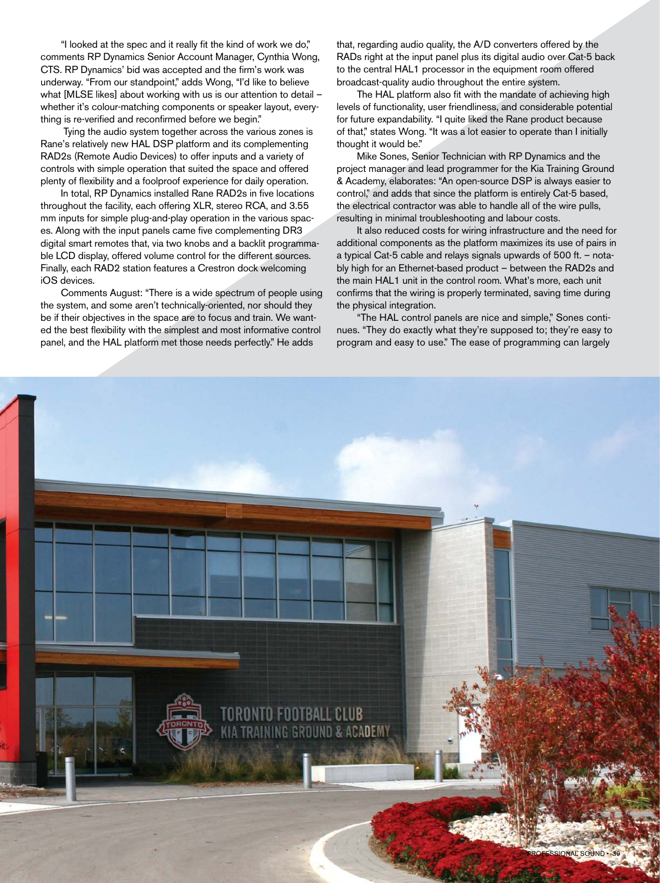"I looked at the spec and it really fit the kind of work we do," comments RP Dynamics Senior Account Manager, Cynthia Wong, CTS. RP Dynamics' bid was accepted and the firm's work was underway. "From our standpoint," adds Wong, "I'd like to believe what [MLSE likes] about working with us is our attention to detail – whether it's colour-matching components or speaker layout, everything is re-verified and reconfirmed before we begin."

Tying the audio system together across the various zones is Rane's relatively new HAL DSP platform and its complementing RAD2s (Remote Audio Devices) to offer inputs and a variety of controls with simple operation that suited the space and offered plenty of flexibility and a foolproof experience for daily operation.

In total, RP Dynamics installed Rane RAD2s in five locations throughout the facility, each offering XLR, stereo RCA, and 3.55 mm inputs for simple plug-and-play operation in the various spaces. Along with the input panels came five complementing DR3 digital smart remotes that, via two knobs and a backlit programmable LCD display, offered volume control for the different sources. Finally, each RAD2 station features a Crestron dock welcoming iOS devices.

Comments August: "There is a wide spectrum of people using the system, and some aren't technically-oriented, nor should they be if their objectives in the space are to focus and train. We wanted the best flexibility with the simplest and most informative control panel, and the HAL platform met those needs perfectly." He adds that, regarding audio quality, the A/D converters offered by the RADs right at the input panel plus its digital audio over Cat-5 back to the central HAL1 processor in the equipment room offered broadcast-quality audio throughout the entire system.

The HAL platform also fit with the mandate of achieving high levels of functionality, user friendliness, and considerable potential for future expandability. "I quite liked the Rane product because of that," states Wong. "It was a lot easier to operate than I initially thought it would be."

Mike Sones, Senior Technician with RP Dynamics and the project manager and lead programmer for the Kia Training Ground & Academy, elaborates: "An open-source DSP is always easier to control," and adds that since the platform is entirely Cat-5 based, the electrical contractor was able to handle all of the wire pulls, resulting in minimal troubleshooting and labour costs.

It also reduced costs for wiring infrastructure and the need for additional components as the platform maximizes its use of pairs in a typical Cat-5 cable and relays signals upwards of 500 ft. – notably high for an Ethernet-based product – between the RAD2s and the main HAL1 unit in the control room. What's more, each unit confirms that the wiring is properly terminated, saving time during the physical integration.

"The HAL control panels are nice and simple," Sones continues. "They do exactly what they're supposed to; they're easy to program and easy to use." The ease of programming can largely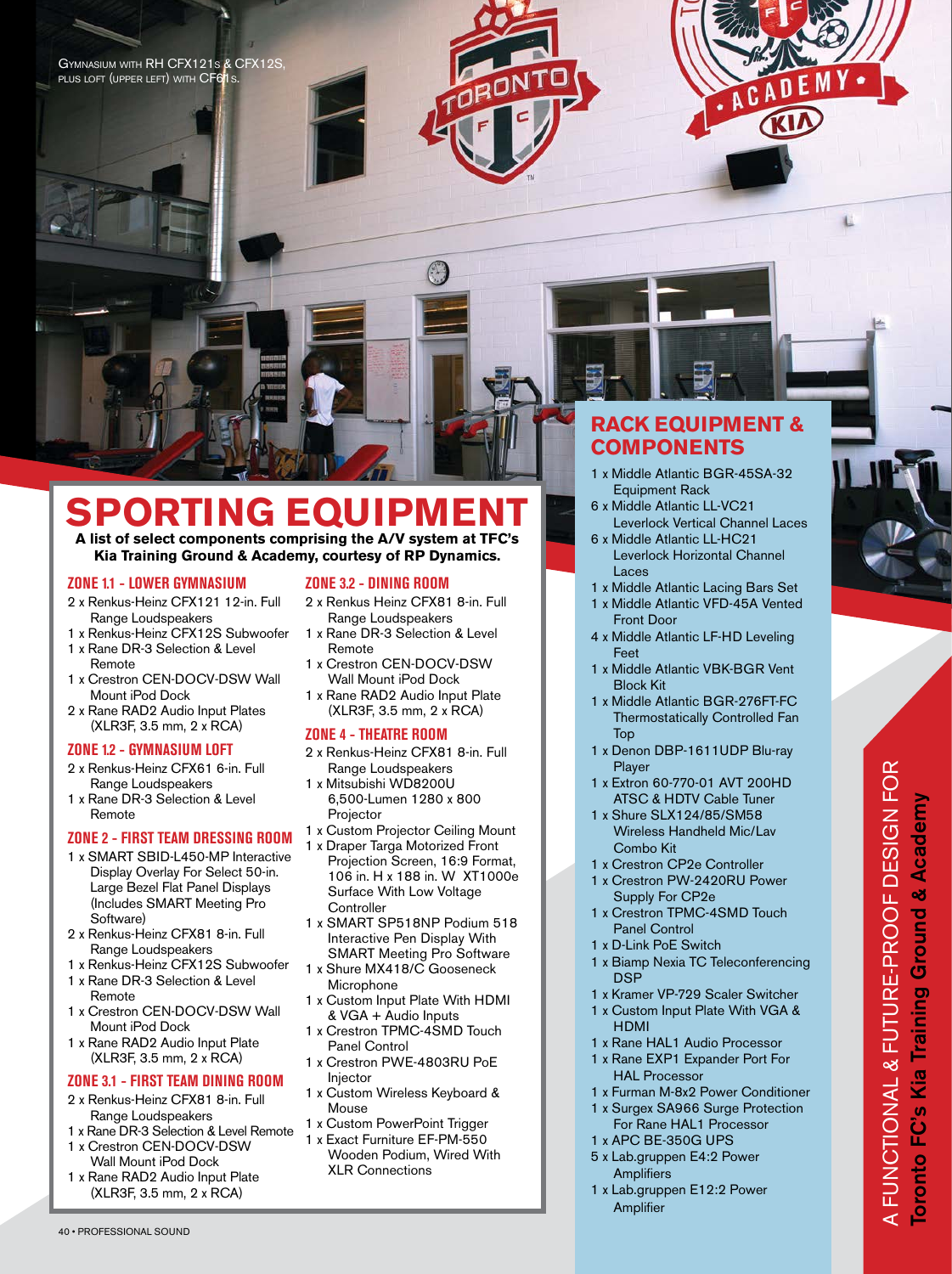Gymnasium with RH CFX121s & CFX12S, plus loft (upper left) with CF61s.

# SPORTING EQUIPMENT

**A list of select components comprising the A/V system at TFC's Kia Training Ground & Academy, courtesy of RP Dynamics.**

### ZONE 1.1 - LOWER GYMNASIUM

- 2 x Renkus-Heinz CFX121 12-in. Full Range Loudspeakers
- 1 x Renkus-Heinz CFX12S Subwoofer
- 1 x Rane DR-3 Selection & Level Remote
- 1 x Crestron CEN-DOCV-DSW Wall Mount iPod Dock
- 2 x Rane RAD2 Audio Input Plates (XLR3F, 3.5 mm, 2 x RCA)

### ZONE 1.2 - GYMNASIUM LOFT

- 2 x Renkus-Heinz CFX61 6-in. Full Range Loudspeakers
- 1 x Rane DR-3 Selection & Level Remote

### ZONE 2 - FIRST TEAM DRESSING ROOM

- 1 x SMART SBID-L450-MP Interactive Display Overlay For Select 50-in. Large Bezel Flat Panel Displays (Includes SMART Meeting Pro Software)
- 2 x Renkus-Heinz CFX81 8-in. Full Range Loudspeakers
- 1 x Renkus-Heinz CFX12S Subwoofer
- 1 x Rane DR-3 Selection & Level Remote
- 1 x Crestron CEN-DOCV-DSW Wall Mount iPod Dock
- 1 x Rane RAD2 Audio Input Plate (XLR3F, 3.5 mm, 2 x RCA)

### ZONE 3.1 - FIRST TEAM DINING ROOM

- 2 x Renkus-Heinz CFX81 8-in. Full Range Loudspeakers
- 1 x Rane DR-3 Selection & Level Remote
- 1 x Crestron CEN-DOCV-DSW Wall Mount iPod Dock
- 1 x Rane RAD2 Audio Input Plate (XLR3F, 3.5 mm, 2 x RCA)

### ZONE 3.2 - DINING ROOM

- 2 x Renkus Heinz CFX81 8-in. Full Range Loudspeakers
- 1 x Rane DR-3 Selection & Level Remote
- 1 x Crestron CEN-DOCV-DSW Wall Mount iPod Dock
- 1 x Rane RAD2 Audio Input Plate (XLR3F, 3.5 mm, 2 x RCA)

### ZONE 4 - THEATRE ROOM

- 2 x Renkus-Heinz CFX81 8-in. Full Range Loudspeakers
- 1 x Mitsubishi WD8200U 6,500-Lumen 1280 x 800 Projector
- 1 x Custom Projector Ceiling Mount
- 1 x Draper Targa Motorized Front Projection Screen, 16:9 Format, 106 in. H x 188 in. W XT1000e Surface With Low Voltage Controller
- 1 x SMART SP518NP Podium 518 Interactive Pen Display With SMART Meeting Pro Software
- 1 x Shure MX418/C Gooseneck Microphone
- 1 x Custom Input Plate With HDMI & VGA + Audio Inputs
- 1 x Crestron TPMC-4SMD Touch Panel Control
- 1 x Crestron PWE-4803RU PoE Injector
- 1 x Custom Wireless Keyboard & Mouse
- 1 x Custom PowerPoint Trigger
- 1 x Exact Furniture EF-PM-550 Wooden Podium, Wired With XLR Connections

## RACK EQUIPMENT & COMPONENTS

- 1 x Middle Atlantic BGR-45SA-32 Equipment Rack
- 6 x Middle Atlantic LL-VC21 Leverlock Vertical Channel Laces
- 6 x Middle Atlantic LL-HC21 Leverlock Horizontal Channel Laces
- 1 x Middle Atlantic Lacing Bars Set
- 1 x Middle Atlantic VFD-45A Vented Front Door
- 4 x Middle Atlantic LF-HD Leveling Feet
- 1 x Middle Atlantic VBK-BGR Vent Block Kit
- 1 x Middle Atlantic BGR-276FT-FC Thermostatically Controlled Fan Top
- 1 x Denon DBP-1611UDP Blu-ray Player
- 1 x Extron 60-770-01 AVT 200HD ATSC & HDTV Cable Tuner
- 1 x Shure SLX124/85/SM58 Wireless Handheld Mic/Lav Combo Kit
- 1 x Crestron CP2e Controller
- 1 x Crestron PW-2420RU Power Supply For CP2e
- 1 x Crestron TPMC-4SMD Touch Panel Control
- 1 x D-Link PoE Switch
- 1 x Biamp Nexia TC Teleconferencing DSP
- 1 x Kramer VP-729 Scaler Switcher
- 1 x Custom Input Plate With VGA & HDMI
- 1 x Rane HAL1 Audio Processor
- 1 x Rane EXP1 Expander Port For HAL Processor
- 1 x Furman M-8x2 Power Conditioner
- 1 x Surgex SA966 Surge Protection For Rane HAL1 Processor
- 1 x APC BE-350G UPS
- 5 x Lab.gruppen E4:2 Power Amplifiers
- 1 x Lab.gruppen E12:2 Power Amplifier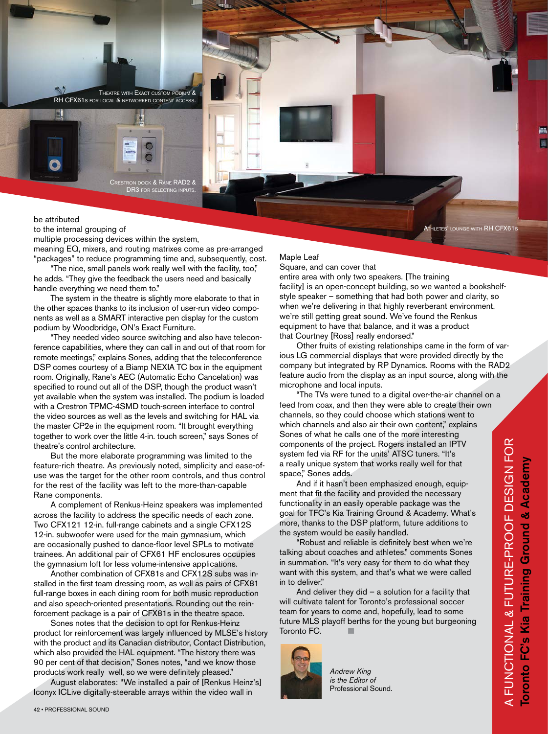Theatre with Exact custom podium & RH CFX61s for local & networked content access.

Crestron dock & Rane RAD2 & DR3 for selecting inputs.

Athletes' lounge with RH CFX61s

be attributed to the internal grouping of multiple processing devices within the system, meaning EQ, mixers, and routing matrixes come as pre-arranged "packages" to reduce programming time and, subsequently, cost.

"The nice, small panels work really well with the facility, too," he adds. "They give the feedback the users need and basically handle everything we need them to."

The system in the theatre is slightly more elaborate to that in the other spaces thanks to its inclusion of user-run video components as well as a SMART interactive pen display for the custom podium by Woodbridge, ON's Exact Furniture.

"They needed video source switching and also have teleconference capabilities, where they can call in and out of that room for remote meetings," explains Sones, adding that the teleconference DSP comes courtesy of a Biamp NEXIA TC box in the equipment room. Originally, Rane's AEC (Automatic Echo Cancelation) was specified to round out all of the DSP, though the product wasn't yet available when the system was installed. The podium is loaded with a Crestron TPMC-4SMD touch-screen interface to control the video sources as well as the levels and switching for HAL via the master CP2e in the equipment room. "It brought everything together to work over the little 4-in. touch screen," says Sones of theatre's control architecture.

But the more elaborate programming was limited to the feature-rich theatre. As previously noted, simplicity and ease-of-use was the target for the other room controls, and thus control for the rest of the facility was left to the more-than-capable Rane components.

A complement of Renkus-Heinz speakers was implemented across the facility to address the specific needs of each zone. Two CFX121 12-in. full-range cabinets and a single CFX12S 12-in. subwoofer were used for the main gymnasium, which are occasionally pushed to dance-floor level SPLs to motivate trainees. An additional pair of CFX61 HF enclosures occupies the gymnasium loft for less volume-intensive applications.

Another combination of CFX81s and CFX12S subs was installed in the first team dressing room, as well as pairs of CFX81 full-range boxes in each dining room for both music reproduction and also speech-oriented presentations. Rounding out the reinforcement package is a pair of CFX81s in the theatre space.

Sones notes that the decision to opt for Renkus-Heinz product for reinforcement was largely influenced by MLSE's history with the product and its Canadian distributor, Contact Distribution, which also provided the HAL equipment. "The history there was 90 per cent of that decision," Sones notes, "and we know those products work really well, so we were definitely pleased."

August elaborates: "We installed a pair of [Renkus Heinz's] Iconyx ICLive digitally-steerable arrays within the video wall in Maple Leaf Square, and can cover that entire area with only two speakers. [The training facility] is an open-concept building, so we wanted a bookshelf-style speaker – something that had both power and clarity, so when we're delivering in that highly reverberant environment, we're still getting great sound. We've found the Renkus equipment to have that balance, and it was a product that Courtney [Ross] really endorsed."

Other fruits of existing relationships came in the form of various LG commercial displays that were provided directly by the company but integrated by RP Dynamics. Rooms with the RAD2 feature audio from the display as an input source, along with the microphone and local inputs.

"The TVs were tuned to a digital over-the-air channel on a feed from coax, and then they were able to create their own channels, so they could choose which stations went to which channels and also air their own content," explains Sones of what he calls one of the more interesting components of the project. Rogers installed an IPTV system fed via RF for the units' ATSC tuners. "It's a really unique system that works really well for that space," Sones adds.

And if it hasn't been emphasized enough, equipment that fit the facility and provided the necessary functionality in an easily operable package was the goal for TFC's Kia Training Ground & Academy. What's more, thanks to the DSP platform, future additions to the system would be easily handled.

"Robust and reliable is definitely best when we're talking about coaches and athletes," comments Sones in summation. "It's very easy for them to do what they want with this system, and that's what we were called in to deliver."

And deliver they did – a solution for a facility that will cultivate talent for Toronto's professional soccer team for years to come and, hopefully, lead to some future MLS playoff berths for the young but burgeoning Toronto FC. ■

*Andrew King is the Editor of* Professional Sound.